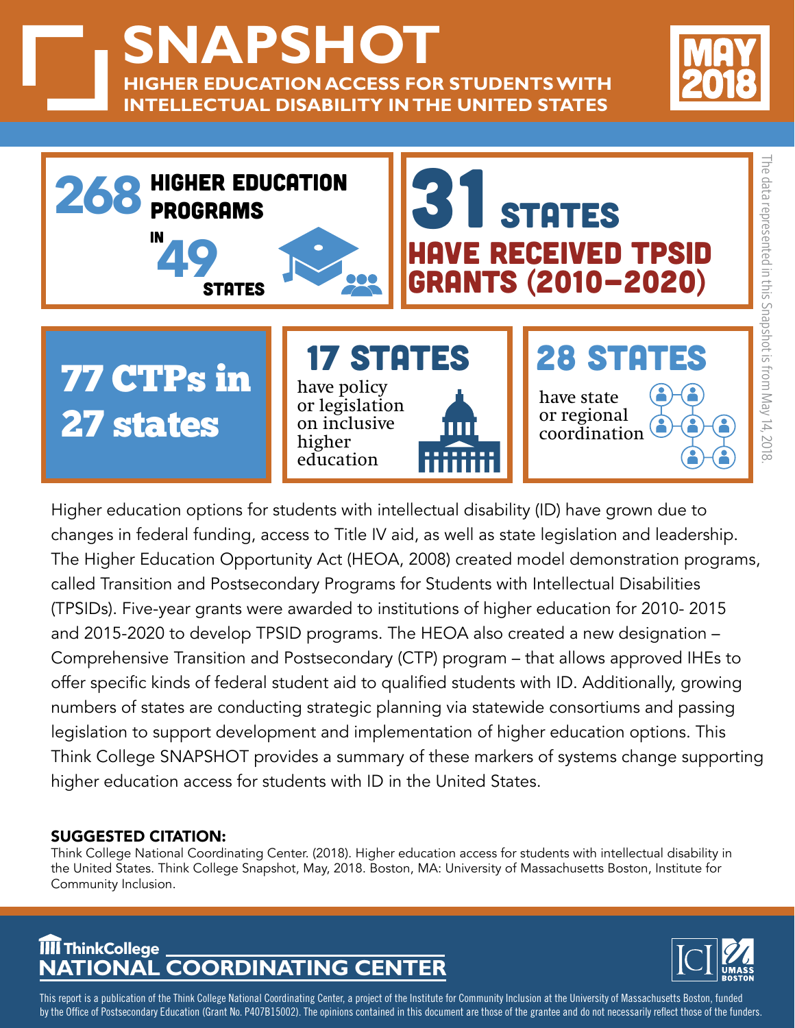# SNAPSHOT

## HIGHER EDUCATION ACCESS FOR STUDENTS WITH INTELLECTUAL DISABILITY IN THE UNITED STATES

**MAY 2018**

**268** HIGHER EDUCATION PROGRAMS IN **49** STATES

**31** STATES HAVE RECEIVED TPSID GRANTS (2010–2020)

**77 CTPs in 27 states**

**17 STATES** have policy or legislation on inclusive higher education

**28 STATES** have state or regional coordination

The data represented in this Snapshot is from May 14, 2018.

Higher education options for students with intellectual disability (ID) have grown due to changes in federal funding, access to Title IV aid, as well as state legislation and leadership. The Higher Education Opportunity Act (HEOA, 2008) created model demonstration programs, called Transition and Postsecondary Programs for Students with Intellectual Disabilities (TPSIDs). Five-year grants were awarded to institutions of higher education for 2010- 2015 and 2015-2020 to develop TPSID programs. The HEOA also created a new designation – Comprehensive Transition and Postsecondary (CTP) program – that allows approved IHEs to offer specific kinds of federal student aid to qualified students with ID. Additionally, growing numbers of states are conducting strategic planning via statewide consortiums and passing legislation to support development and implementation of higher education options. This Think College SNAPSHOT provides a summary of these markers of systems change supporting higher education access for students with ID in the United States.

**SUGGESTED CITATION:**
Think College National Coordinating Center. (2018). Higher education access for students with intellectual disability in the United States. Think College Snapshot, May, 2018. Boston, MA: University of Massachusetts Boston, Institute for Community Inclusion.

ThinkCollege NATIONAL COORDINATING CENTER

ICI UMASS BOSTON

This report is a publication of the Think College National Coordinating Center, a project of the Institute for Community Inclusion at the University of Massachusetts Boston, funded by the Office of Postsecondary Education (Grant No. P407B15002). The opinions contained in this document are those of the grantee and do not necessarily reflect those of the funders.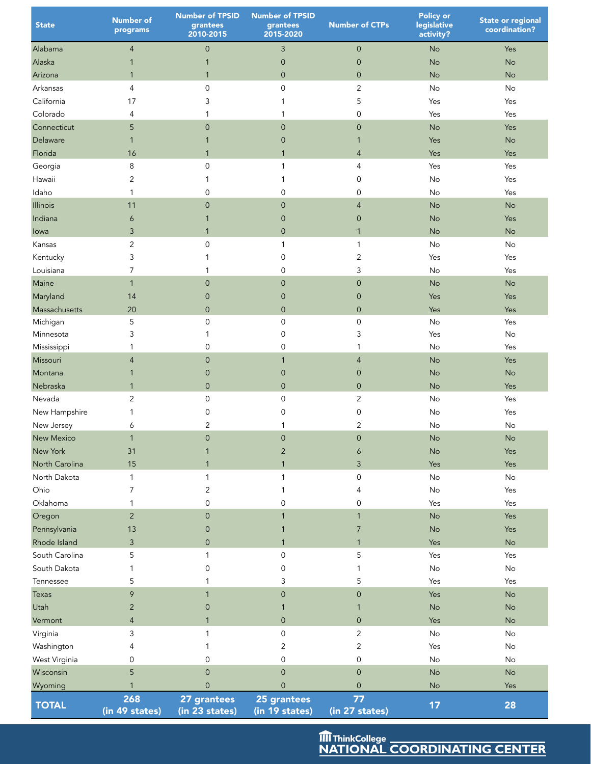| State | Number of programs | Number of TPSID grantees 2010-2015 | Number of TPSID grantees 2015-2020 | Number of CTPs | Policy or legislative activity? | State or regional coordination? |
|---|---|---|---|---|---|---|
| Alabama | 4 | 0 | 3 | 0 | No | Yes |
| Alaska | 1 | 1 | 0 | 0 | No | No |
| Arizona | 1 | 1 | 0 | 0 | No | No |
| Arkansas | 4 | 0 | 0 | 2 | No | No |
| California | 17 | 3 | 1 | 5 | Yes | Yes |
| Colorado | 4 | 1 | 1 | 0 | Yes | Yes |
| Connecticut | 5 | 0 | 0 | 0 | No | Yes |
| Delaware | 1 | 1 | 0 | 1 | Yes | No |
| Florida | 16 | 1 | 1 | 4 | Yes | Yes |
| Georgia | 8 | 0 | 1 | 4 | Yes | Yes |
| Hawaii | 2 | 1 | 1 | 0 | No | Yes |
| Idaho | 1 | 0 | 0 | 0 | No | Yes |
| Illinois | 11 | 0 | 0 | 4 | No | No |
| Indiana | 6 | 1 | 0 | 0 | No | Yes |
| Iowa | 3 | 1 | 0 | 1 | No | No |
| Kansas | 2 | 0 | 1 | 1 | No | No |
| Kentucky | 3 | 1 | 0 | 2 | Yes | Yes |
| Louisiana | 7 | 1 | 0 | 3 | No | Yes |
| Maine | 1 | 0 | 0 | 0 | No | No |
| Maryland | 14 | 0 | 0 | 0 | Yes | Yes |
| Massachusetts | 20 | 0 | 0 | 0 | Yes | Yes |
| Michigan | 5 | 0 | 0 | 0 | No | Yes |
| Minnesota | 3 | 1 | 0 | 3 | Yes | No |
| Mississippi | 1 | 0 | 0 | 1 | No | Yes |
| Missouri | 4 | 0 | 1 | 4 | No | Yes |
| Montana | 1 | 0 | 0 | 0 | No | No |
| Nebraska | 1 | 0 | 0 | 0 | No | Yes |
| Nevada | 2 | 0 | 0 | 2 | No | Yes |
| New Hampshire | 1 | 0 | 0 | 0 | No | Yes |
| New Jersey | 6 | 2 | 1 | 2 | No | No |
| New Mexico | 1 | 0 | 0 | 0 | No | No |
| New York | 31 | 1 | 2 | 6 | No | Yes |
| North Carolina | 15 | 1 | 1 | 3 | Yes | Yes |
| North Dakota | 1 | 1 | 1 | 0 | No | No |
| Ohio | 7 | 2 | 1 | 4 | No | Yes |
| Oklahoma | 1 | 0 | 0 | 0 | Yes | Yes |
| Oregon | 2 | 0 | 1 | 1 | No | Yes |
| Pennsylvania | 13 | 0 | 1 | 7 | No | Yes |
| Rhode Island | 3 | 0 | 1 | 1 | Yes | No |
| South Carolina | 5 | 1 | 0 | 5 | Yes | Yes |
| South Dakota | 1 | 0 | 0 | 1 | No | No |
| Tennessee | 5 | 1 | 3 | 5 | Yes | Yes |
| Texas | 9 | 1 | 0 | 0 | Yes | No |
| Utah | 2 | 0 | 1 | 1 | No | No |
| Vermont | 4 | 1 | 0 | 0 | Yes | No |
| Virginia | 3 | 1 | 0 | 2 | No | No |
| Washington | 4 | 1 | 2 | 2 | Yes | No |
| West Virginia | 0 | 0 | 0 | 0 | No | No |
| Wisconsin | 5 | 0 | 0 | 0 | No | No |
| Wyoming | 1 | 0 | 0 | 0 | No | Yes |
| **TOTAL** | **268 (in 49 states)** | **27 grantees (in 23 states)** | **25 grantees (in 19 states)** | **77 (in 27 states)** | **17** | **28** |

ThinkCollege NATIONAL COORDINATING CENTER